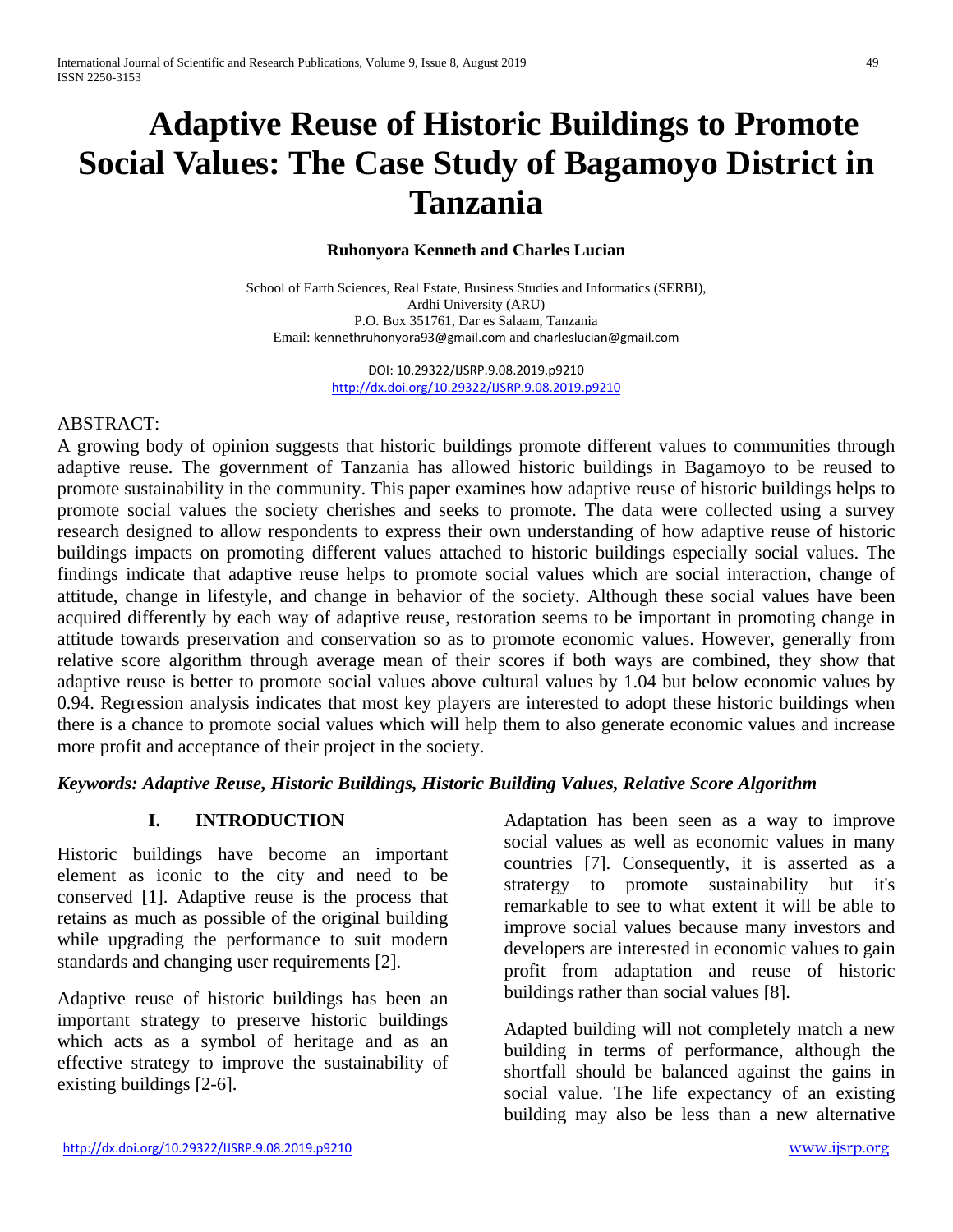# Adaptive Reuse of Historic Buildings to Promote Social Values: The Case Study of Bagamoyo District in Tanzania

**Ruhonyora Kenneth and Charles Lucian**

School of Earth Sciences, Real Estate, Business Studies and Informatics (SERBI),
Ardhi University (ARU)
P.O. Box 351761, Dar es Salaam, Tanzania
Email: kennethruhonyora93@gmail.com and charleslucian@gmail.com

DOI: 10.29322/IJSRP.9.08.2019.p9210
http://dx.doi.org/10.29322/IJSRP.9.08.2019.p9210

ABSTRACT:

A growing body of opinion suggests that historic buildings promote different values to communities through adaptive reuse. The government of Tanzania has allowed historic buildings in Bagamoyo to be reused to promote sustainability in the community. This paper examines how adaptive reuse of historic buildings helps to promote social values the society cherishes and seeks to promote. The data were collected using a survey research designed to allow respondents to express their own understanding of how adaptive reuse of historic buildings impacts on promoting different values attached to historic buildings especially social values. The findings indicate that adaptive reuse helps to promote social values which are social interaction, change of attitude, change in lifestyle, and change in behavior of the society. Although these social values have been acquired differently by each way of adaptive reuse, restoration seems to be important in promoting change in attitude towards preservation and conservation so as to promote economic values. However, generally from relative score algorithm through average mean of their scores if both ways are combined, they show that adaptive reuse is better to promote social values above cultural values by 1.04 but below economic values by 0.94. Regression analysis indicates that most key players are interested to adopt these historic buildings when there is a chance to promote social values which will help them to also generate economic values and increase more profit and acceptance of their project in the society.

***Keywords: Adaptive Reuse, Historic Buildings, Historic Building Values, Relative Score Algorithm***

## I. INTRODUCTION

Historic buildings have become an important element as iconic to the city and need to be conserved [1]. Adaptive reuse is the process that retains as much as possible of the original building while upgrading the performance to suit modern standards and changing user requirements [2].

Adaptive reuse of historic buildings has been an important strategy to preserve historic buildings which acts as a symbol of heritage and as an effective strategy to improve the sustainability of existing buildings [2-6].

Adaptation has been seen as a way to improve social values as well as economic values in many countries [7]. Consequently, it is asserted as a stratergy to promote sustainability but it's remarkable to see to what extent it will be able to improve social values because many investors and developers are interested in economic values to gain profit from adaptation and reuse of historic buildings rather than social values [8].

Adapted building will not completely match a new building in terms of performance, although the shortfall should be balanced against the gains in social value. The life expectancy of an existing building may also be less than a new alternative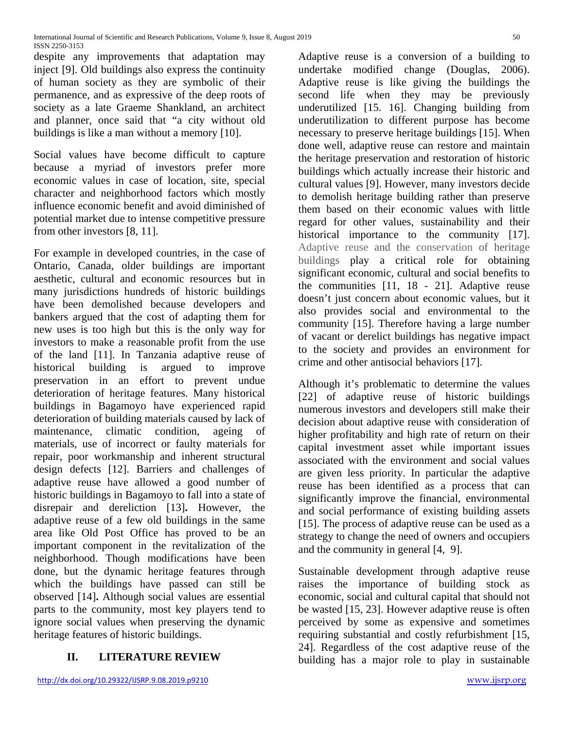despite any improvements that adaptation may inject [9]. Old buildings also express the continuity of human society as they are symbolic of their permanence, and as expressive of the deep roots of society as a late Graeme Shankland, an architect and planner, once said that "a city without old buildings is like a man without a memory [10].

Social values have become difficult to capture because a myriad of investors prefer more economic values in case of location, site, special character and neighborhood factors which mostly influence economic benefit and avoid diminished of potential market due to intense competitive pressure from other investors [8, 11].

For example in developed countries, in the case of Ontario, Canada, older buildings are important aesthetic, cultural and economic resources but in many jurisdictions hundreds of historic buildings have been demolished because developers and bankers argued that the cost of adapting them for new uses is too high but this is the only way for investors to make a reasonable profit from the use of the land [11]. In Tanzania adaptive reuse of historical building is argued to improve preservation in an effort to prevent undue deterioration of heritage features. Many historical buildings in Bagamoyo have experienced rapid deterioration of building materials caused by lack of maintenance, climatic condition, ageing of materials, use of incorrect or faulty materials for repair, poor workmanship and inherent structural design defects [12]. Barriers and challenges of adaptive reuse have allowed a good number of historic buildings in Bagamoyo to fall into a state of disrepair and dereliction [13]**.** However, the adaptive reuse of a few old buildings in the same area like Old Post Office has proved to be an important component in the revitalization of the neighborhood. Though modifications have been done, but the dynamic heritage features through which the buildings have passed can still be observed [14]**.** Although social values are essential parts to the community, most key players tend to ignore social values when preserving the dynamic heritage features of historic buildings.

## II. LITERATURE REVIEW

Adaptive reuse is a conversion of a building to undertake modified change (Douglas, 2006). Adaptive reuse is like giving the buildings the second life when they may be previously underutilized [15. 16]. Changing building from underutilization to different purpose has become necessary to preserve heritage buildings [15]. When done well, adaptive reuse can restore and maintain the heritage preservation and restoration of historic buildings which actually increase their historic and cultural values [9]. However, many investors decide to demolish heritage building rather than preserve them based on their economic values with little regard for other values, sustainability and their historical importance to the community [17]. Adaptive reuse and the conservation of heritage buildings play a critical role for obtaining significant economic, cultural and social benefits to the communities [11, 18 - 21]. Adaptive reuse doesn't just concern about economic values, but it also provides social and environmental to the community [15]. Therefore having a large number of vacant or derelict buildings has negative impact to the society and provides an environment for crime and other antisocial behaviors [17].

Although it's problematic to determine the values [22] of adaptive reuse of historic buildings numerous investors and developers still make their decision about adaptive reuse with consideration of higher profitability and high rate of return on their capital investment asset while important issues associated with the environment and social values are given less priority. In particular the adaptive reuse has been identified as a process that can significantly improve the financial, environmental and social performance of existing building assets [15]. The process of adaptive reuse can be used as a strategy to change the need of owners and occupiers and the community in general [4, 9].

Sustainable development through adaptive reuse raises the importance of building stock as economic, social and cultural capital that should not be wasted [15, 23]. However adaptive reuse is often perceived by some as expensive and sometimes requiring substantial and costly refurbishment [15, 24]. Regardless of the cost adaptive reuse of the building has a major role to play in sustainable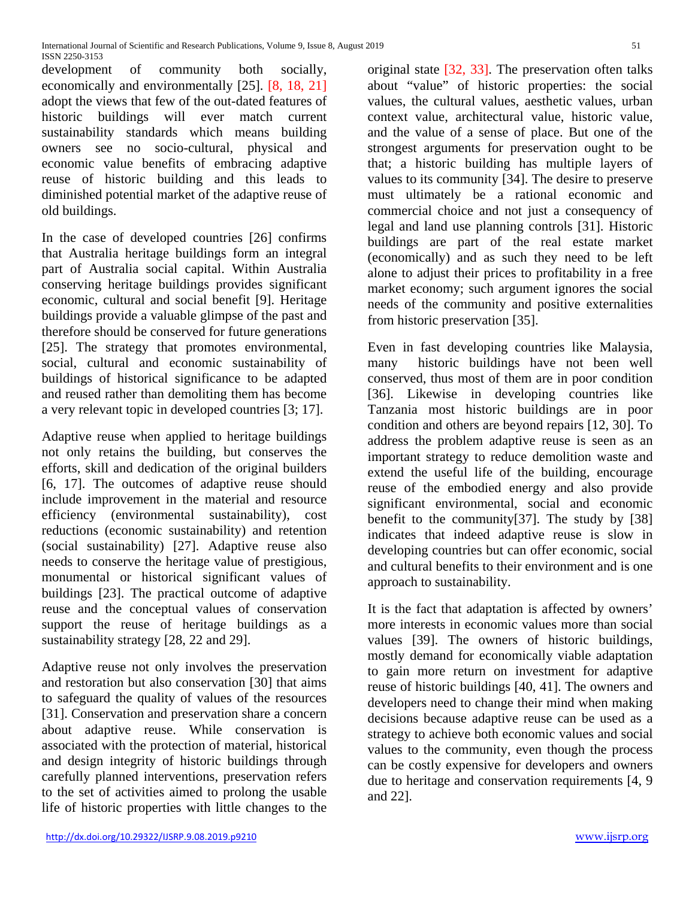development of community both socially, economically and environmentally [25]. [8, 18, 21] adopt the views that few of the out-dated features of historic buildings will ever match current sustainability standards which means building owners see no socio-cultural, physical and economic value benefits of embracing adaptive reuse of historic building and this leads to diminished potential market of the adaptive reuse of old buildings.

In the case of developed countries [26] confirms that Australia heritage buildings form an integral part of Australia social capital. Within Australia conserving heritage buildings provides significant economic, cultural and social benefit [9]. Heritage buildings provide a valuable glimpse of the past and therefore should be conserved for future generations [25]. The strategy that promotes environmental, social, cultural and economic sustainability of buildings of historical significance to be adapted and reused rather than demoliting them has become a very relevant topic in developed countries [3; 17].

Adaptive reuse when applied to heritage buildings not only retains the building, but conserves the efforts, skill and dedication of the original builders [6, 17]. The outcomes of adaptive reuse should include improvement in the material and resource efficiency (environmental sustainability), cost reductions (economic sustainability) and retention (social sustainability) [27]. Adaptive reuse also needs to conserve the heritage value of prestigious, monumental or historical significant values of buildings [23]. The practical outcome of adaptive reuse and the conceptual values of conservation support the reuse of heritage buildings as a sustainability strategy [28, 22 and 29].

Adaptive reuse not only involves the preservation and restoration but also conservation [30] that aims to safeguard the quality of values of the resources [31]. Conservation and preservation share a concern about adaptive reuse. While conservation is associated with the protection of material, historical and design integrity of historic buildings through carefully planned interventions, preservation refers to the set of activities aimed to prolong the usable life of historic properties with little changes to the original state [32, 33]. The preservation often talks about "value" of historic properties: the social values, the cultural values, aesthetic values, urban context value, architectural value, historic value, and the value of a sense of place. But one of the strongest arguments for preservation ought to be that; a historic building has multiple layers of values to its community [34]. The desire to preserve must ultimately be a rational economic and commercial choice and not just a consequency of legal and land use planning controls [31]. Historic buildings are part of the real estate market (economically) and as such they need to be left alone to adjust their prices to profitability in a free market economy; such argument ignores the social needs of the community and positive externalities from historic preservation [35].

Even in fast developing countries like Malaysia, many historic buildings have not been well conserved, thus most of them are in poor condition [36]. Likewise in developing countries like Tanzania most historic buildings are in poor condition and others are beyond repairs [12, 30]. To address the problem adaptive reuse is seen as an important strategy to reduce demolition waste and extend the useful life of the building, encourage reuse of the embodied energy and also provide significant environmental, social and economic benefit to the community[37]. The study by [38] indicates that indeed adaptive reuse is slow in developing countries but can offer economic, social and cultural benefits to their environment and is one approach to sustainability.

It is the fact that adaptation is affected by owners' more interests in economic values more than social values [39]. The owners of historic buildings, mostly demand for economically viable adaptation to gain more return on investment for adaptive reuse of historic buildings [40, 41]. The owners and developers need to change their mind when making decisions because adaptive reuse can be used as a strategy to achieve both economic values and social values to the community, even though the process can be costly expensive for developers and owners due to heritage and conservation requirements [4, 9 and 22].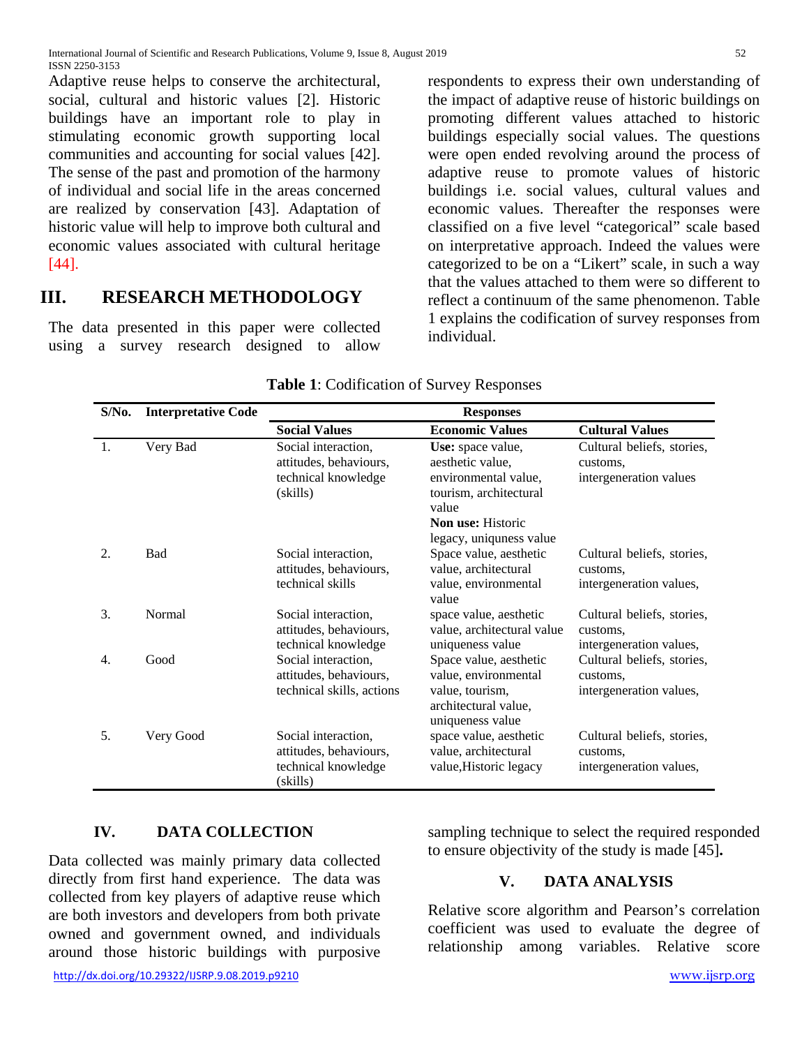Adaptive reuse helps to conserve the architectural, social, cultural and historic values [2]. Historic buildings have an important role to play in stimulating economic growth supporting local communities and accounting for social values [42]. The sense of the past and promotion of the harmony of individual and social life in the areas concerned are realized by conservation [43]. Adaptation of historic value will help to improve both cultural and economic values associated with cultural heritage [44].

## III. RESEARCH METHODOLOGY

The data presented in this paper were collected using a survey research designed to allow respondents to express their own understanding of the impact of adaptive reuse of historic buildings on promoting different values attached to historic buildings especially social values. The questions were open ended revolving around the process of adaptive reuse to promote values of historic buildings i.e. social values, cultural values and economic values. Thereafter the responses were classified on a five level "categorical" scale based on interpretative approach. Indeed the values were categorized to be on a "Likert" scale, in such a way that the values attached to them were so different to reflect a continuum of the same phenomenon. Table 1 explains the codification of survey responses from individual.

**Table 1**: Codification of Survey Responses

| S/No. | Interpretative Code | Responses | | |
|---|---|---|---|---|
| | | **Social Values** | **Economic Values** | **Cultural Values** |
| 1. | Very Bad | Social interaction, attitudes, behaviours, technical knowledge (skills) | **Use:** space value, aesthetic value, environmental value, tourism, architectural value **Non use:** Historic legacy, uniquness value | Cultural beliefs, stories, customs, intergeneration values |
| 2. | Bad | Social interaction, attitudes, behaviours, technical skills | Space value, aesthetic value, architectural value, environmental value | Cultural beliefs, stories, customs, intergeneration values, |
| 3. | Normal | Social interaction, attitudes, behaviours, technical knowledge | space value, aesthetic value, architectural value uniqueness value | Cultural beliefs, stories, customs, intergeneration values, |
| 4. | Good | Social interaction, attitudes, behaviours, technical skills, actions | Space value, aesthetic value, environmental value, tourism, architectural value, uniqueness value | Cultural beliefs, stories, customs, intergeneration values, |
| 5. | Very Good | Social interaction, attitudes, behaviours, technical knowledge (skills) | space value, aesthetic value, architectural value,Historic legacy | Cultural beliefs, stories, customs, intergeneration values, |

## IV. DATA COLLECTION

Data collected was mainly primary data collected directly from first hand experience. The data was collected from key players of adaptive reuse which are both investors and developers from both private owned and government owned, and individuals around those historic buildings with purposive sampling technique to select the required responded to ensure objectivity of the study is made [45]**.**

## V. DATA ANALYSIS

Relative score algorithm and Pearson's correlation coefficient was used to evaluate the degree of relationship among variables. Relative score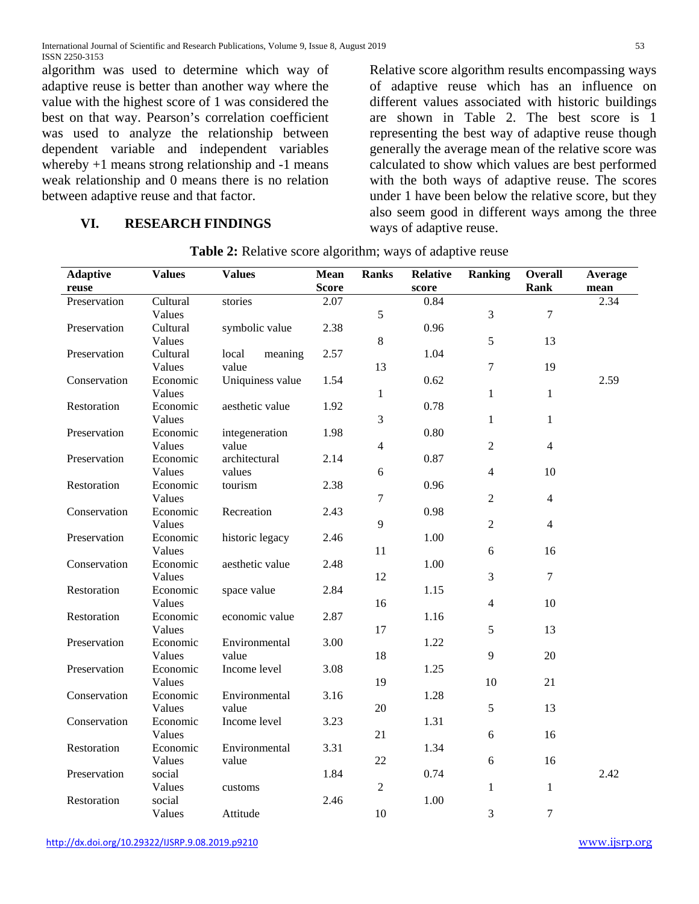algorithm was used to determine which way of adaptive reuse is better than another way where the value with the highest score of 1 was considered the best on that way. Pearson's correlation coefficient was used to analyze the relationship between dependent variable and independent variables whereby +1 means strong relationship and -1 means weak relationship and 0 means there is no relation between adaptive reuse and that factor.

## VI. RESEARCH FINDINGS

Relative score algorithm results encompassing ways of adaptive reuse which has an influence on different values associated with historic buildings are shown in Table 2. The best score is 1 representing the best way of adaptive reuse though generally the average mean of the relative score was calculated to show which values are best performed with the both ways of adaptive reuse. The scores under 1 have been below the relative score, but they also seem good in different ways among the three ways of adaptive reuse.

**Table 2:** Relative score algorithm; ways of adaptive reuse

| Adaptive reuse | Values | Values | Mean Score | Ranks | Relative score | Ranking | Overall Rank | Average mean |
|---|---|---|---|---|---|---|---|---|
| Preservation | Cultural Values | stories | 2.07 | 5 | 0.84 | 3 | 7 | 2.34 |
| Preservation | Cultural Values | symbolic value | 2.38 | 8 | 0.96 | 5 | 13 | |
| Preservation | Cultural Values | local meaning value | 2.57 | 13 | 1.04 | 7 | 19 | |
| Conservation | Economic Values | Uniquiness value | 1.54 | 1 | 0.62 | 1 | 1 | 2.59 |
| Restoration | Economic Values | aesthetic value | 1.92 | 3 | 0.78 | 1 | 1 | |
| Preservation | Economic Values | integeneration value | 1.98 | 4 | 0.80 | 2 | 4 | |
| Preservation | Economic Values | architectural values | 2.14 | 6 | 0.87 | 4 | 10 | |
| Restoration | Economic Values | tourism | 2.38 | 7 | 0.96 | 2 | 4 | |
| Conservation | Economic Values | Recreation | 2.43 | 9 | 0.98 | 2 | 4 | |
| Preservation | Economic Values | historic legacy | 2.46 | 11 | 1.00 | 6 | 16 | |
| Conservation | Economic Values | aesthetic value | 2.48 | 12 | 1.00 | 3 | 7 | |
| Restoration | Economic Values | space value | 2.84 | 16 | 1.15 | 4 | 10 | |
| Restoration | Economic Values | economic value | 2.87 | 17 | 1.16 | 5 | 13 | |
| Preservation | Economic Values | Environmental value | 3.00 | 18 | 1.22 | 9 | 20 | |
| Preservation | Economic Values | Income level | 3.08 | 19 | 1.25 | 10 | 21 | |
| Conservation | Economic Values | Environmental value | 3.16 | 20 | 1.28 | 5 | 13 | |
| Conservation | Economic Values | Income level | 3.23 | 21 | 1.31 | 6 | 16 | |
| Restoration | Economic Values | Environmental value | 3.31 | 22 | 1.34 | 6 | 16 | |
| Preservation | social Values | customs | 1.84 | 2 | 0.74 | 1 | 1 | 2.42 |
| Restoration | social Values | Attitude | 2.46 | 10 | 1.00 | 3 | 7 | |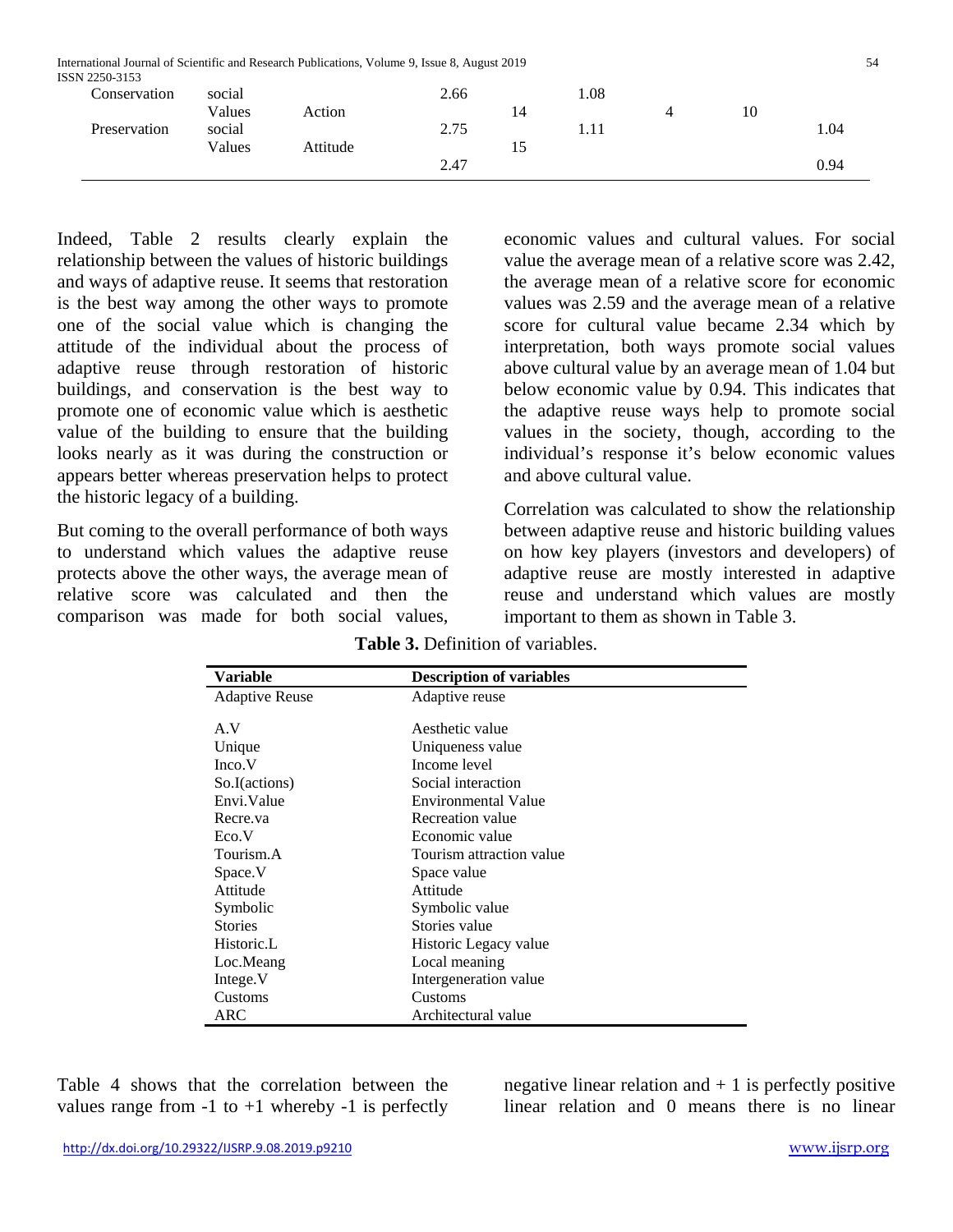| | | | | | | | | |
|---|---|---|---|---|---|---|---|---|
| Conservation | social Values | Action | 2.66 | 14 | 1.08 | 4 | 10 | |
| Preservation | social Values | Attitude | 2.75 | 15 | 1.11 | | | 1.04 |
| | | | 2.47 | | | | | 0.94 |

Indeed, Table 2 results clearly explain the relationship between the values of historic buildings and ways of adaptive reuse. It seems that restoration is the best way among the other ways to promote one of the social value which is changing the attitude of the individual about the process of adaptive reuse through restoration of historic buildings, and conservation is the best way to promote one of economic value which is aesthetic value of the building to ensure that the building looks nearly as it was during the construction or appears better whereas preservation helps to protect the historic legacy of a building.

But coming to the overall performance of both ways to understand which values the adaptive reuse protects above the other ways, the average mean of relative score was calculated and then the comparison was made for both social values, economic values and cultural values. For social value the average mean of a relative score was 2.42, the average mean of a relative score for economic values was 2.59 and the average mean of a relative score for cultural value became 2.34 which by interpretation, both ways promote social values above cultural value by an average mean of 1.04 but below economic value by 0.94. This indicates that the adaptive reuse ways help to promote social values in the society, though, according to the individual's response it's below economic values and above cultural value.

Correlation was calculated to show the relationship between adaptive reuse and historic building values on how key players (investors and developers) of adaptive reuse are mostly interested in adaptive reuse and understand which values are mostly important to them as shown in Table 3.

**Table 3.** Definition of variables.

| Variable | Description of variables |
|---|---|
| Adaptive Reuse | Adaptive reuse |
| A.V | Aesthetic value |
| Unique | Uniqueness value |
| Inco.V | Income level |
| So.I(actions) | Social interaction |
| Envi.Value | Environmental Value |
| Recre.va | Recreation value |
| Eco.V | Economic value |
| Tourism.A | Tourism attraction value |
| Space.V | Space value |
| Attitude | Attitude |
| Symbolic | Symbolic value |
| Stories | Stories value |
| Historic.L | Historic Legacy value |
| Loc.Meang | Local meaning |
| Intege.V | Intergeneration value |
| Customs | Customs |
| ARC | Architectural value |

Table 4 shows that the correlation between the values range from -1 to +1 whereby -1 is perfectly negative linear relation and + 1 is perfectly positive linear relation and 0 means there is no linear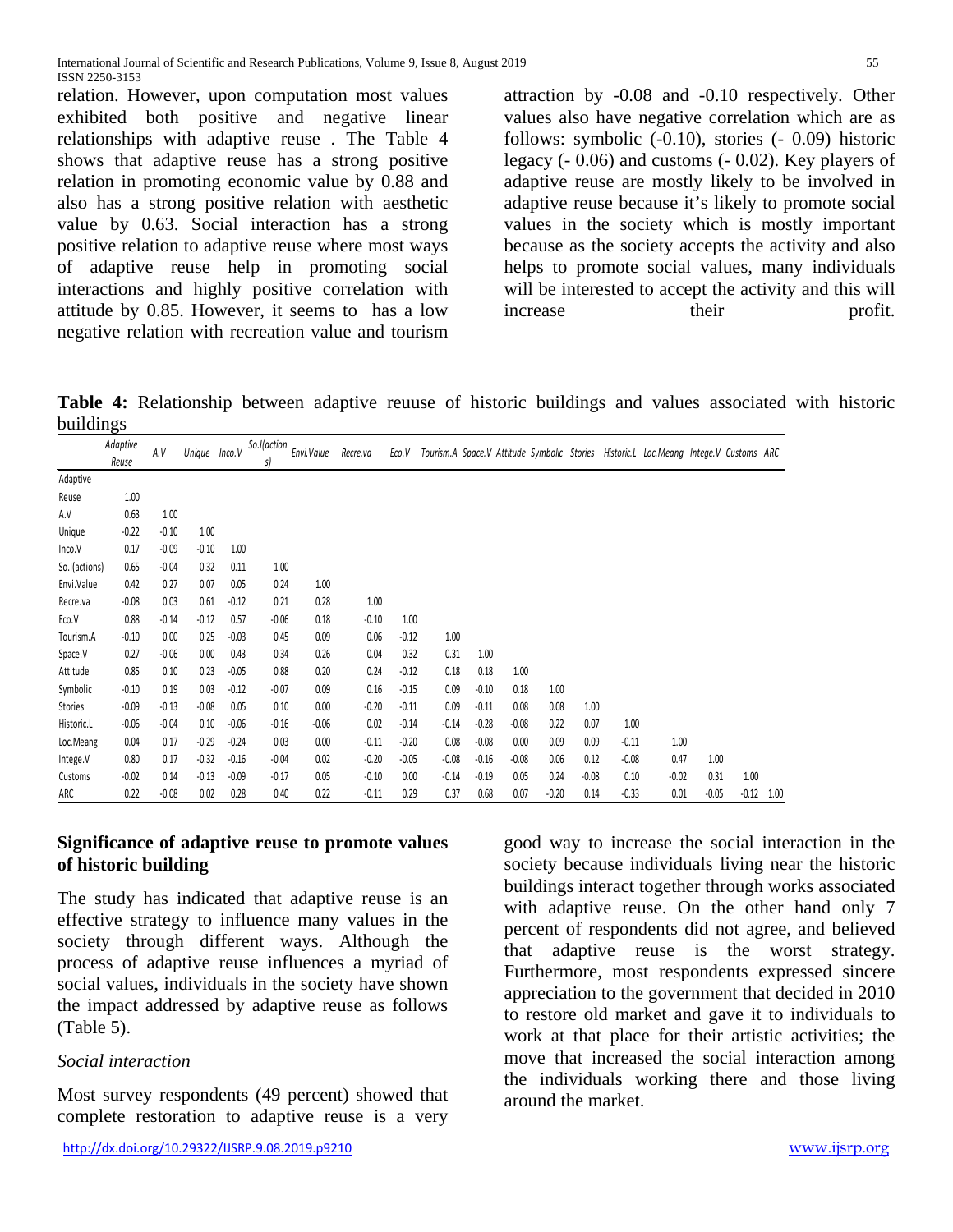relation. However, upon computation most values exhibited both positive and negative linear relationships with adaptive reuse . The Table 4 shows that adaptive reuse has a strong positive relation in promoting economic value by 0.88 and also has a strong positive relation with aesthetic value by 0.63. Social interaction has a strong positive relation to adaptive reuse where most ways of adaptive reuse help in promoting social interactions and highly positive correlation with attitude by 0.85. However, it seems to has a low negative relation with recreation value and tourism attraction by -0.08 and -0.10 respectively. Other values also have negative correlation which are as follows: symbolic (-0.10), stories (- 0.09) historic legacy (- 0.06) and customs (- 0.02). Key players of adaptive reuse are mostly likely to be involved in adaptive reuse because it's likely to promote social values in the society which is mostly important because as the society accepts the activity and also helps to promote social values, many individuals will be interested to accept the activity and this will increase their profit.

**Table 4:** Relationship between adaptive reuuse of historic buildings and values associated with historic buildings

| | Adaptive Reuse | A.V | Unique | Inco.V | So.I(actions) | Envi.Value | Recre.va | Eco.V | Tourism.A | Space.V | Attitude | Symbolic | Stories | Historic.L | Loc.Meang | Intege.V | Customs | ARC |
|---|---|---|---|---|---|---|---|---|---|---|---|---|---|---|---|---|---|---|
| Adaptive Reuse | 1.00 | | | | | | | | | | | | | | | | | |
| A.V | 0.63 | 1.00 | | | | | | | | | | | | | | | | |
| Unique | -0.22 | -0.10 | 1.00 | | | | | | | | | | | | | | | |
| Inco.V | 0.17 | -0.09 | -0.10 | 1.00 | | | | | | | | | | | | | | |
| So.I(actions) | 0.65 | -0.04 | 0.32 | 0.11 | 1.00 | | | | | | | | | | | | | |
| Envi.Value | 0.42 | 0.27 | 0.07 | 0.05 | 0.24 | 1.00 | | | | | | | | | | | | |
| Recre.va | -0.08 | 0.03 | 0.61 | -0.12 | 0.21 | 0.28 | 1.00 | | | | | | | | | | | |
| Eco.V | 0.88 | -0.14 | -0.12 | 0.57 | -0.06 | 0.18 | -0.10 | 1.00 | | | | | | | | | | |
| Tourism.A | -0.10 | 0.00 | 0.25 | -0.03 | 0.45 | 0.09 | 0.06 | -0.12 | 1.00 | | | | | | | | | |
| Space.V | 0.27 | -0.06 | 0.00 | 0.43 | 0.34 | 0.26 | 0.04 | 0.32 | 0.31 | 1.00 | | | | | | | | |
| Attitude | 0.85 | 0.10 | 0.23 | -0.05 | 0.88 | 0.20 | 0.24 | -0.12 | 0.18 | 0.18 | 1.00 | | | | | | | |
| Symbolic | -0.10 | 0.19 | 0.03 | -0.12 | -0.07 | 0.09 | 0.16 | -0.15 | 0.09 | -0.10 | 0.18 | 1.00 | | | | | | |
| Stories | -0.09 | -0.13 | -0.08 | 0.05 | 0.10 | 0.00 | -0.20 | -0.11 | 0.09 | -0.11 | 0.08 | 0.08 | 1.00 | | | | | |
| Historic.L | -0.06 | -0.04 | 0.10 | -0.06 | -0.16 | -0.06 | 0.02 | -0.14 | -0.14 | -0.28 | -0.08 | 0.22 | 0.07 | 1.00 | | | | |
| Loc.Meang | 0.04 | 0.17 | -0.29 | -0.24 | 0.03 | 0.00 | -0.11 | -0.20 | 0.08 | -0.08 | 0.00 | 0.09 | 0.09 | -0.11 | 1.00 | | | |
| Intege.V | 0.80 | 0.17 | -0.32 | -0.16 | -0.04 | 0.02 | -0.20 | -0.05 | -0.08 | -0.16 | -0.08 | 0.06 | 0.12 | -0.08 | 0.47 | 1.00 | | |
| Customs | -0.02 | 0.14 | -0.13 | -0.09 | -0.17 | 0.05 | -0.10 | 0.00 | -0.14 | -0.19 | 0.05 | 0.24 | -0.08 | 0.10 | -0.02 | 0.31 | 1.00 | |
| ARC | 0.22 | -0.08 | 0.02 | 0.28 | 0.40 | 0.22 | -0.11 | 0.29 | 0.37 | 0.68 | 0.07 | -0.20 | 0.14 | -0.33 | 0.01 | -0.05 | -0.12 | 1.00 |

### Significance of adaptive reuse to promote values of historic building

The study has indicated that adaptive reuse is an effective strategy to influence many values in the society through different ways. Although the process of adaptive reuse influences a myriad of social values, individuals in the society have shown the impact addressed by adaptive reuse as follows (Table 5).

#### *Social interaction*

Most survey respondents (49 percent) showed that complete restoration to adaptive reuse is a very good way to increase the social interaction in the society because individuals living near the historic buildings interact together through works associated with adaptive reuse. On the other hand only 7 percent of respondents did not agree, and believed that adaptive reuse is the worst strategy. Furthermore, most respondents expressed sincere appreciation to the government that decided in 2010 to restore old market and gave it to individuals to work at that place for their artistic activities; the move that increased the social interaction among the individuals working there and those living around the market.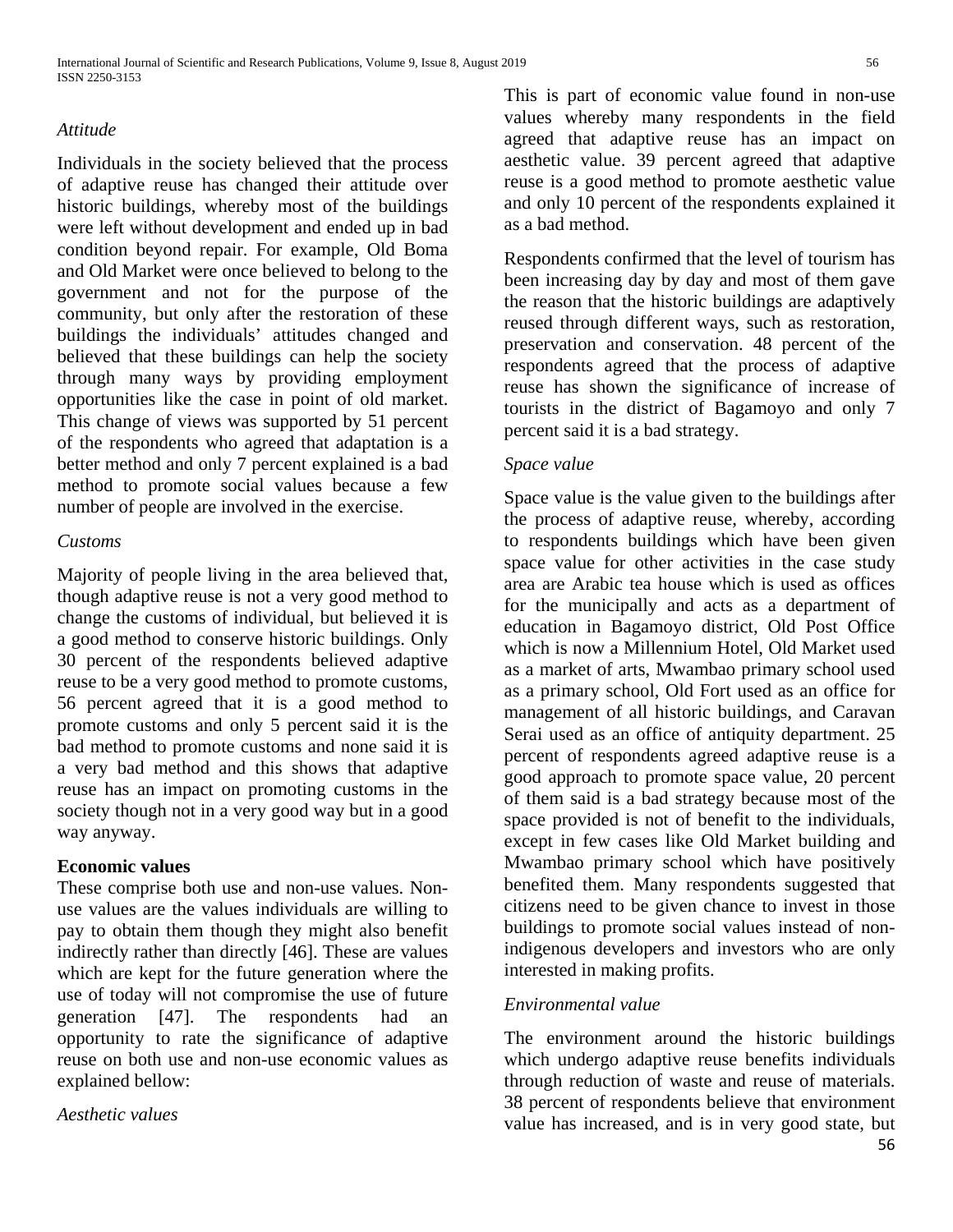*Attitude*

Individuals in the society believed that the process of adaptive reuse has changed their attitude over historic buildings, whereby most of the buildings were left without development and ended up in bad condition beyond repair. For example, Old Boma and Old Market were once believed to belong to the government and not for the purpose of the community, but only after the restoration of these buildings the individuals' attitudes changed and believed that these buildings can help the society through many ways by providing employment opportunities like the case in point of old market. This change of views was supported by 51 percent of the respondents who agreed that adaptation is a better method and only 7 percent explained is a bad method to promote social values because a few number of people are involved in the exercise.

*Customs*

Majority of people living in the area believed that, though adaptive reuse is not a very good method to change the customs of individual, but believed it is a good method to conserve historic buildings. Only 30 percent of the respondents believed adaptive reuse to be a very good method to promote customs, 56 percent agreed that it is a good method to promote customs and only 5 percent said it is the bad method to promote customs and none said it is a very bad method and this shows that adaptive reuse has an impact on promoting customs in the society though not in a very good way but in a good way anyway.

**Economic values**

These comprise both use and non-use values. Non-use values are the values individuals are willing to pay to obtain them though they might also benefit indirectly rather than directly [46]. These are values which are kept for the future generation where the use of today will not compromise the use of future generation [47]. The respondents had an opportunity to rate the significance of adaptive reuse on both use and non-use economic values as explained bellow:

*Aesthetic values*

This is part of economic value found in non-use values whereby many respondents in the field agreed that adaptive reuse has an impact on aesthetic value. 39 percent agreed that adaptive reuse is a good method to promote aesthetic value and only 10 percent of the respondents explained it as a bad method.

Respondents confirmed that the level of tourism has been increasing day by day and most of them gave the reason that the historic buildings are adaptively reused through different ways, such as restoration, preservation and conservation. 48 percent of the respondents agreed that the process of adaptive reuse has shown the significance of increase of tourists in the district of Bagamoyo and only 7 percent said it is a bad strategy.

*Space value*

Space value is the value given to the buildings after the process of adaptive reuse, whereby, according to respondents buildings which have been given space value for other activities in the case study area are Arabic tea house which is used as offices for the municipally and acts as a department of education in Bagamoyo district, Old Post Office which is now a Millennium Hotel, Old Market used as a market of arts, Mwambao primary school used as a primary school, Old Fort used as an office for management of all historic buildings, and Caravan Serai used as an office of antiquity department. 25 percent of respondents agreed adaptive reuse is a good approach to promote space value, 20 percent of them said is a bad strategy because most of the space provided is not of benefit to the individuals, except in few cases like Old Market building and Mwambao primary school which have positively benefited them. Many respondents suggested that citizens need to be given chance to invest in those buildings to promote social values instead of non-indigenous developers and investors who are only interested in making profits.

*Environmental value*

The environment around the historic buildings which undergo adaptive reuse benefits individuals through reduction of waste and reuse of materials. 38 percent of respondents believe that environment value has increased, and is in very good state, but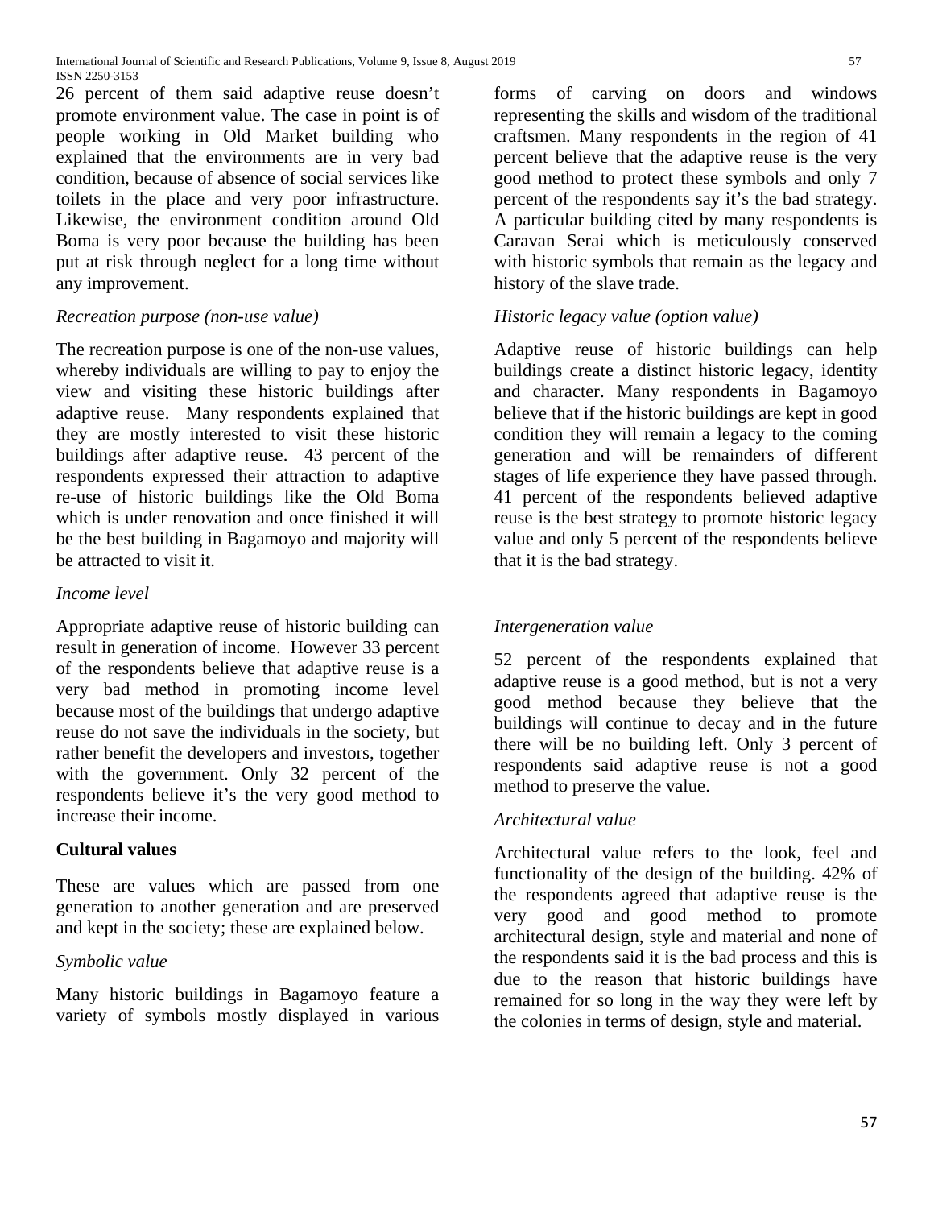26 percent of them said adaptive reuse doesn't promote environment value. The case in point is of people working in Old Market building who explained that the environments are in very bad condition, because of absence of social services like toilets in the place and very poor infrastructure. Likewise, the environment condition around Old Boma is very poor because the building has been put at risk through neglect for a long time without any improvement.

*Recreation purpose (non-use value)*

The recreation purpose is one of the non-use values, whereby individuals are willing to pay to enjoy the view and visiting these historic buildings after adaptive reuse. Many respondents explained that they are mostly interested to visit these historic buildings after adaptive reuse. 43 percent of the respondents expressed their attraction to adaptive re-use of historic buildings like the Old Boma which is under renovation and once finished it will be the best building in Bagamoyo and majority will be attracted to visit it.

*Income level*

Appropriate adaptive reuse of historic building can result in generation of income. However 33 percent of the respondents believe that adaptive reuse is a very bad method in promoting income level because most of the buildings that undergo adaptive reuse do not save the individuals in the society, but rather benefit the developers and investors, together with the government. Only 32 percent of the respondents believe it's the very good method to increase their income.

**Cultural values**

These are values which are passed from one generation to another generation and are preserved and kept in the society; these are explained below.

*Symbolic value*

Many historic buildings in Bagamoyo feature a variety of symbols mostly displayed in various forms of carving on doors and windows representing the skills and wisdom of the traditional craftsmen. Many respondents in the region of 41 percent believe that the adaptive reuse is the very good method to protect these symbols and only 7 percent of the respondents say it's the bad strategy. A particular building cited by many respondents is Caravan Serai which is meticulously conserved with historic symbols that remain as the legacy and history of the slave trade.

*Historic legacy value (option value)*

Adaptive reuse of historic buildings can help buildings create a distinct historic legacy, identity and character. Many respondents in Bagamoyo believe that if the historic buildings are kept in good condition they will remain a legacy to the coming generation and will be remainders of different stages of life experience they have passed through. 41 percent of the respondents believed adaptive reuse is the best strategy to promote historic legacy value and only 5 percent of the respondents believe that it is the bad strategy.

*Intergeneration value*

52 percent of the respondents explained that adaptive reuse is a good method, but is not a very good method because they believe that the buildings will continue to decay and in the future there will be no building left. Only 3 percent of respondents said adaptive reuse is not a good method to preserve the value.

*Architectural value*

Architectural value refers to the look, feel and functionality of the design of the building. 42% of the respondents agreed that adaptive reuse is the very good and good method to promote architectural design, style and material and none of the respondents said it is the bad process and this is due to the reason that historic buildings have remained for so long in the way they were left by the colonies in terms of design, style and material.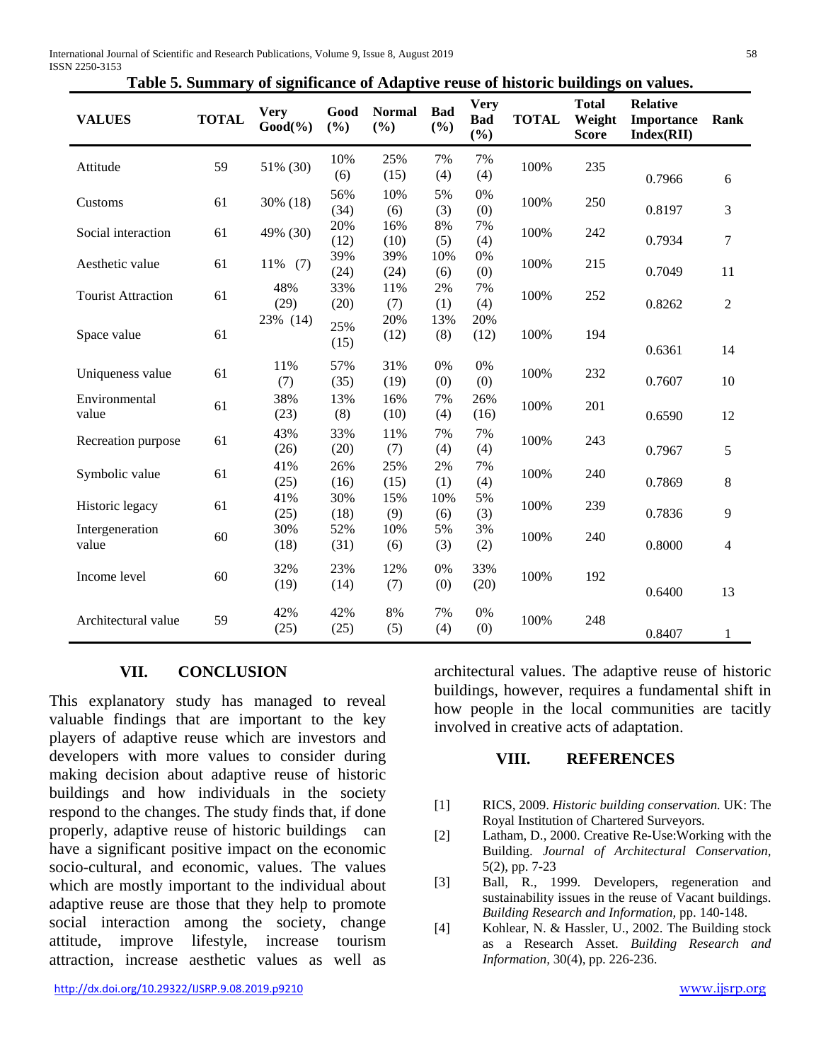**Table 5. Summary of significance of Adaptive reuse of historic buildings on values.**

| VALUES | TOTAL | Very Good(%) | Good (%) | Normal (%) | Bad (%) | Very Bad (%) | TOTAL | Total Weight Score | Relative Importance Index(RII) | Rank |
|---|---|---|---|---|---|---|---|---|---|---|
| Attitude | 59 | 51% (30) | 10% (6) | 25% (15) | 7% (4) | 7% (4) | 100% | 235 | 0.7966 | 6 |
| Customs | 61 | 30% (18) | 56% (34) | 10% (6) | 5% (3) | 0% (0) | 100% | 250 | 0.8197 | 3 |
| Social interaction | 61 | 49% (30) | 20% (12) | 16% (10) | 8% (5) | 7% (4) | 100% | 242 | 0.7934 | 7 |
| Aesthetic value | 61 | 11% (7) | 39% (24) | 39% (24) | 10% (6) | 0% (0) | 100% | 215 | 0.7049 | 11 |
| Tourist Attraction | 61 | 48% (29) | 33% (20) | 11% (7) | 2% (1) | 7% (4) | 100% | 252 | 0.8262 | 2 |
| Space value | 61 | 23% (14) | 25% (15) | 20% (12) | 13% (8) | 20% (12) | 100% | 194 | 0.6361 | 14 |
| Uniqueness value | 61 | 11% (7) | 57% (35) | 31% (19) | 0% (0) | 0% (0) | 100% | 232 | 0.7607 | 10 |
| Environmental value | 61 | 38% (23) | 13% (8) | 16% (10) | 7% (4) | 26% (16) | 100% | 201 | 0.6590 | 12 |
| Recreation purpose | 61 | 43% (26) | 33% (20) | 11% (7) | 7% (4) | 7% (4) | 100% | 243 | 0.7967 | 5 |
| Symbolic value | 61 | 41% (25) | 26% (16) | 25% (15) | 2% (1) | 7% (4) | 100% | 240 | 0.7869 | 8 |
| Historic legacy | 61 | 41% (25) | 30% (18) | 15% (9) | 10% (6) | 5% (3) | 100% | 239 | 0.7836 | 9 |
| Intergeneration value | 60 | 30% (18) | 52% (31) | 10% (6) | 5% (3) | 3% (2) | 100% | 240 | 0.8000 | 4 |
| Income level | 60 | 32% (19) | 23% (14) | 12% (7) | 0% (0) | 33% (20) | 100% | 192 | 0.6400 | 13 |
| Architectural value | 59 | 42% (25) | 42% (25) | 8% (5) | 7% (4) | 0% (0) | 100% | 248 | 0.8407 | 1 |

## VII. CONCLUSION

This explanatory study has managed to reveal valuable findings that are important to the key players of adaptive reuse which are investors and developers with more values to consider during making decision about adaptive reuse of historic buildings and how individuals in the society respond to the changes. The study finds that, if done properly, adaptive reuse of historic buildings can have a significant positive impact on the economic socio-cultural, and economic, values. The values which are mostly important to the individual about adaptive reuse are those that they help to promote social interaction among the society, change attitude, improve lifestyle, increase tourism attraction, increase aesthetic values as well as architectural values. The adaptive reuse of historic buildings, however, requires a fundamental shift in how people in the local communities are tacitly involved in creative acts of adaptation.

## VIII. REFERENCES

[1] RICS, 2009. *Historic building conservation.* UK: The Royal Institution of Chartered Surveyors.

[2] Latham, D., 2000. Creative Re-Use:Working with the Building. *Journal of Architectural Conservation,* 5(2), pp. 7-23

[3] Ball, R., 1999. Developers, regeneration and sustainability issues in the reuse of Vacant buildings. *Building Research and Information,* pp. 140-148.

[4] Kohlear, N. & Hassler, U., 2002. The Building stock as a Research Asset. *Building Research and Information,* 30(4), pp. 226-236.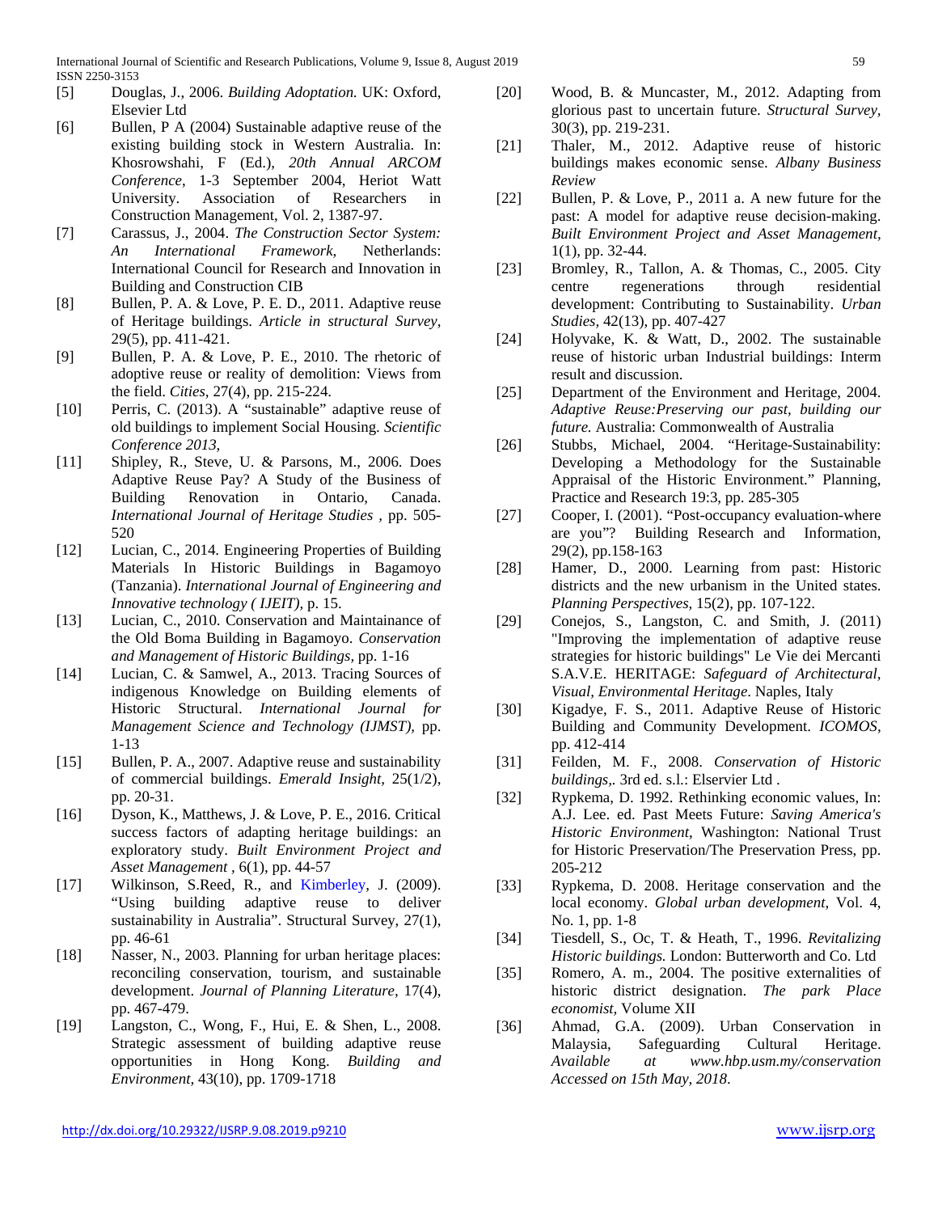[5] Douglas, J., 2006. *Building Adoptation.* UK: Oxford, Elsevier Ltd

[6] Bullen, P A (2004) Sustainable adaptive reuse of the existing building stock in Western Australia. In: Khosrowshahi, F (Ed.), *20th Annual ARCOM Conference*, 1-3 September 2004, Heriot Watt University. Association of Researchers in Construction Management, Vol. 2, 1387-97.

[7] Carassus, J., 2004. *The Construction Sector System: An International Framework,* Netherlands: International Council for Research and Innovation in Building and Construction CIB

[8] Bullen, P. A. & Love, P. E. D., 2011. Adaptive reuse of Heritage buildings. *Article in structural Survey,* 29(5), pp. 411-421.

[9] Bullen, P. A. & Love, P. E., 2010. The rhetoric of adoptive reuse or reality of demolition: Views from the field. *Cities,* 27(4), pp. 215-224.

[10] Perris, C. (2013). A "sustainable" adaptive reuse of old buildings to implement Social Housing. *Scientific Conference 2013,*

[11] Shipley, R., Steve, U. & Parsons, M., 2006. Does Adaptive Reuse Pay? A Study of the Business of Building Renovation in Ontario, Canada. *International Journal of Heritage Studies* , pp. 505-520

[12] Lucian, C., 2014. Engineering Properties of Building Materials In Historic Buildings in Bagamoyo (Tanzania). *International Journal of Engineering and Innovative technology ( IJEIT),* p. 15.

[13] Lucian, C., 2010. Conservation and Maintainance of the Old Boma Building in Bagamoyo. *Conservation and Management of Historic Buildings,* pp. 1-16

[14] Lucian, C. & Samwel, A., 2013. Tracing Sources of indigenous Knowledge on Building elements of Historic Structural. *International Journal for Management Science and Technology (IJMST),* pp. 1-13

[15] Bullen, P. A., 2007. Adaptive reuse and sustainability of commercial buildings. *Emerald Insight,* 25(1/2), pp. 20-31.

[16] Dyson, K., Matthews, J. & Love, P. E., 2016. Critical success factors of adapting heritage buildings: an exploratory study. *Built Environment Project and Asset Management* , 6(1), pp. 44-57

[17] Wilkinson, S.Reed, R., and Kimberley, J. (2009). "Using building adaptive reuse to deliver sustainability in Australia". Structural Survey, 27(1), pp. 46-61

[18] Nasser, N., 2003. Planning for urban heritage places: reconciling conservation, tourism, and sustainable development. *Journal of Planning Literature,* 17(4), pp. 467-479.

[19] Langston, C., Wong, F., Hui, E. & Shen, L., 2008. Strategic assessment of building adaptive reuse opportunities in Hong Kong. *Building and Environment,* 43(10), pp. 1709-1718

[20] Wood, B. & Muncaster, M., 2012. Adapting from glorious past to uncertain future. *Structural Survey,* 30(3), pp. 219-231.

[21] Thaler, M., 2012. Adaptive reuse of historic buildings makes economic sense. *Albany Business Review*

[22] Bullen, P. & Love, P., 2011 a. A new future for the past: A model for adaptive reuse decision-making. *Built Environment Project and Asset Management,* 1(1), pp. 32-44.

[23] Bromley, R., Tallon, A. & Thomas, C., 2005. City centre regenerations through residential development: Contributing to Sustainability. *Urban Studies,* 42(13), pp. 407-427

[24] Holyvake, K. & Watt, D., 2002. The sustainable reuse of historic urban Industrial buildings: Interm result and discussion.

[25] Department of the Environment and Heritage, 2004. *Adaptive Reuse:Preserving our past, building our future.* Australia: Commonwealth of Australia

[26] Stubbs, Michael, 2004. "Heritage-Sustainability: Developing a Methodology for the Sustainable Appraisal of the Historic Environment." Planning, Practice and Research 19:3, pp. 285-305

[27] Cooper, I. (2001). "Post-occupancy evaluation-where are you"? Building Research and Information, 29(2), pp.158-163

[28] Hamer, D., 2000. Learning from past: Historic districts and the new urbanism in the United states. *Planning Perspectives,* 15(2), pp. 107-122.

[29] Conejos, S., Langston, C. and Smith, J. (2011) "Improving the implementation of adaptive reuse strategies for historic buildings" Le Vie dei Mercanti S.A.V.E. HERITAGE: *Safeguard of Architectural, Visual, Environmental Heritage*. Naples, Italy

[30] Kigadye, F. S., 2011. Adaptive Reuse of Historic Building and Community Development. *ICOMOS,* pp. 412-414

[31] Feilden, M. F., 2008. *Conservation of Historic buildings,.* 3rd ed. s.l.: Elserview Ltd .

[32] Rypkema, D. 1992. Rethinking economic values, In: A.J. Lee. ed. Past Meets Future: *Saving America's Historic Environment*, Washington: National Trust for Historic Preservation/The Preservation Press, pp. 205-212

[33] Rypkema, D. 2008. Heritage conservation and the local economy. *Global urban development,* Vol. 4, No. 1, pp. 1-8

[34] Tiesdell, S., Oc, T. & Heath, T., 1996. *Revitalizing Historic buildings.* London: Butterworth and Co. Ltd

[35] Romero, A. m., 2004. The positive externalities of historic district designation. *The park Place economist,* Volume XII

[36] Ahmad, G.A. (2009). Urban Conservation in Malaysia, Safeguarding Cultural Heritage. *Available at www.hbp.usm.my/conservation Accessed on 15th May, 2018.*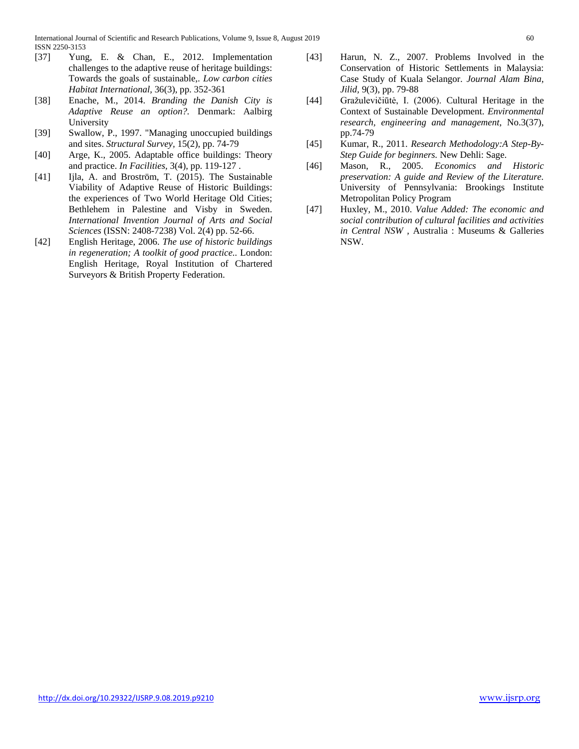[37] Yung, E. & Chan, E., 2012. Implementation challenges to the adaptive reuse of heritage buildings: Towards the goals of sustainable,. *Low carbon cities Habitat International,* 36(3), pp. 352-361

[38] Enache, M., 2014. *Branding the Danish City is Adaptive Reuse an option?.* Denmark: Aalbirg University

[39] Swallow, P., 1997. "Managing unoccupied buildings and sites. *Structural Survey,* 15(2), pp. 74-79

[40] Arge, K., 2005. Adaptable office buildings: Theory and practice. *In Facilities,* 3(4), pp. 119-127 .

[41] Ijla, A. and Broström, T. (2015). The Sustainable Viability of Adaptive Reuse of Historic Buildings: the experiences of Two World Heritage Old Cities; Bethlehem in Palestine and Visby in Sweden. *International Invention Journal of Arts and Social Sciences* (ISSN: 2408-7238) Vol. 2(4) pp. 52-66.

[42] English Heritage, 2006. *The use of historic buildings in regeneration; A toolkit of good practice..* London: English Heritage, Royal Institution of Chartered Surveyors & British Property Federation.

[43] Harun, N. Z., 2007. Problems Involved in the Conservation of Historic Settlements in Malaysia: Case Study of Kuala Selangor. *Journal Alam Bina, Jilid,* 9(3), pp. 79-88

[44] Gražulevičiūtė, I. (2006). Cultural Heritage in the Context of Sustainable Development. *Environmental research, engineering and management,* No.3(37), pp.74-79

[45] Kumar, R., 2011. *Research Methodology:A Step-By-Step Guide for beginners.* New Dehli: Sage.

[46] Mason, R., 2005. *Economics and Historic preservation: A guide and Review of the Literature.* University of Pennsylvania: Brookings Institute Metropolitan Policy Program

[47] Huxley, M., 2010. *Value Added: The economic and social contribution of cultural facilities and activities in Central NSW ,* Australia : Museums & Galleries NSW.